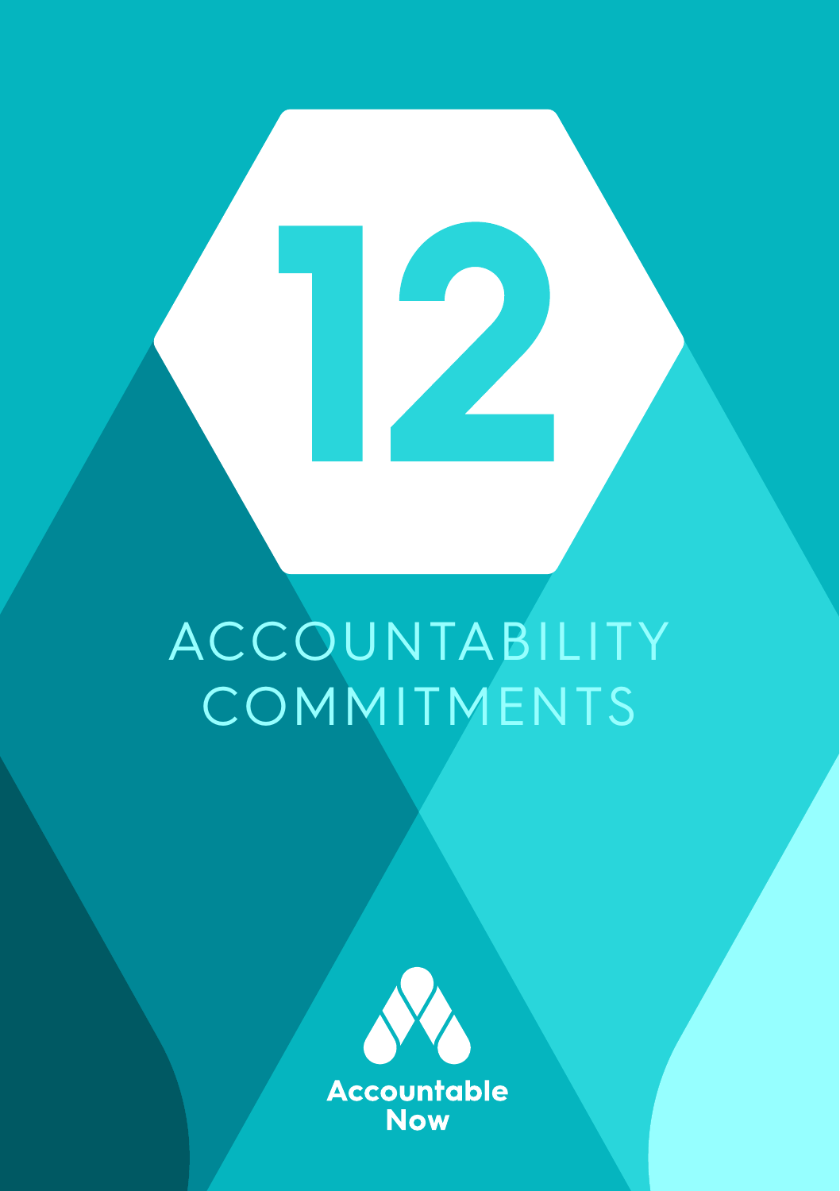# 12

# ACCOUNTABILITY COMMITMENTS

Accountable Now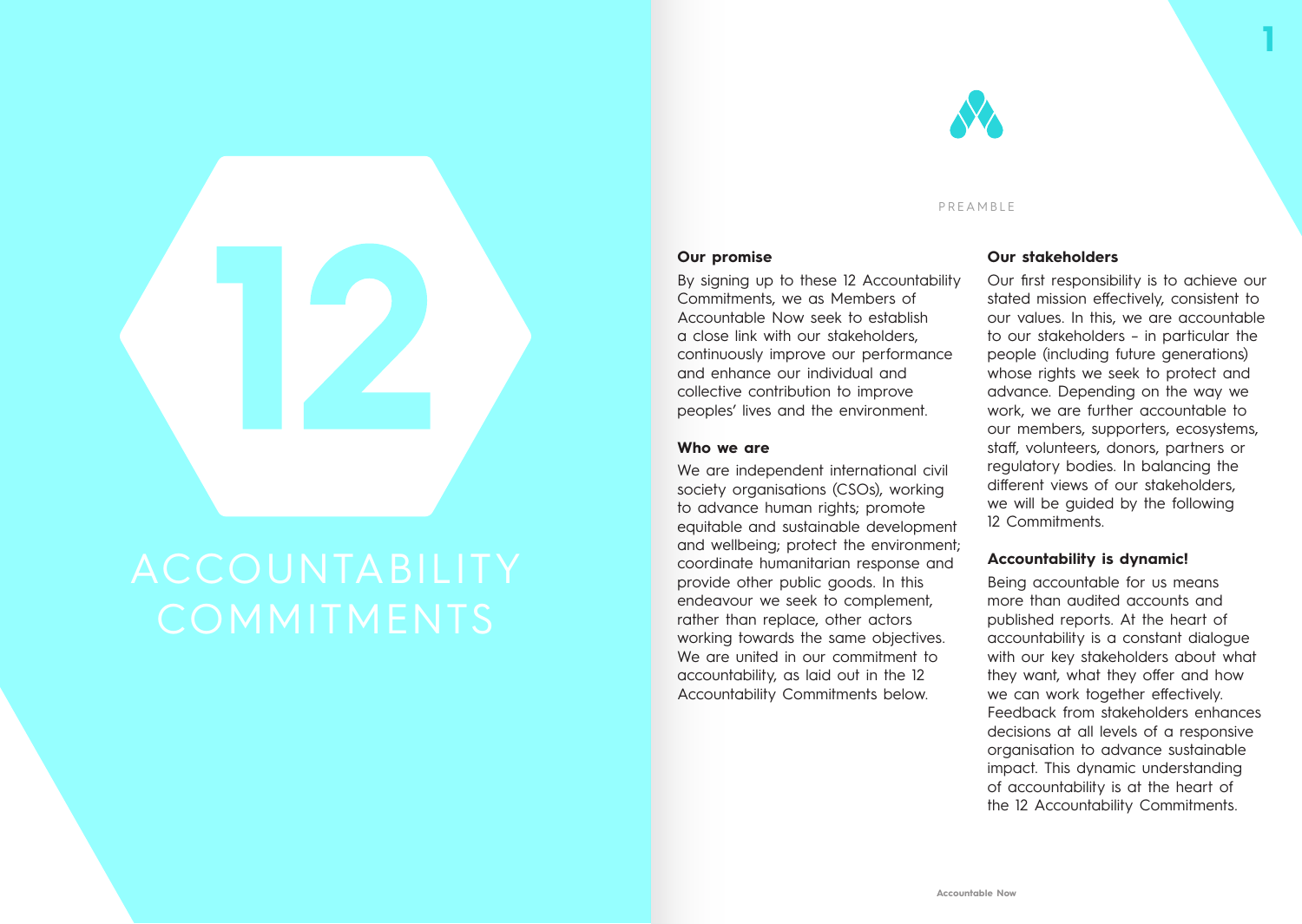# 12 ACCOUNTABILITY COMMITMENTS

## PREAMBLE

### Our promise

By signing up to these 12 Accountability Commitments, we as Members of Accountable Now seek to establish a close link with our stakeholders, continuously improve our performance and enhance our individual and collective contribution to improve peoples' lives and the environment.

### Who we are

We are independent international civil society organisations (CSOs), working to advance human rights; promote equitable and sustainable development and wellbeing; protect the environment; coordinate humanitarian response and provide other public goods. In this endeavour we seek to complement, rather than replace, other actors working towards the same objectives. We are united in our commitment to accountability, as laid out in the 12 Accountability Commitments below.

### Our stakeholders

Our first responsibility is to achieve our stated mission effectively, consistent to our values. In this, we are accountable to our stakeholders – in particular the people (including future generations) whose rights we seek to protect and advance. Depending on the way we work, we are further accountable to our members, supporters, ecosystems, staff, volunteers, donors, partners or regulatory bodies. In balancing the different views of our stakeholders, we will be guided by the following 12 Commitments.

### Accountability is dynamic!

Being accountable for us means more than audited accounts and published reports. At the heart of accountability is a constant dialogue with our key stakeholders about what they want, what they offer and how we can work together effectively. Feedback from stakeholders enhances decisions at all levels of a responsive organisation to advance sustainable impact. This dynamic understanding of accountability is at the heart of the 12 Accountability Commitments.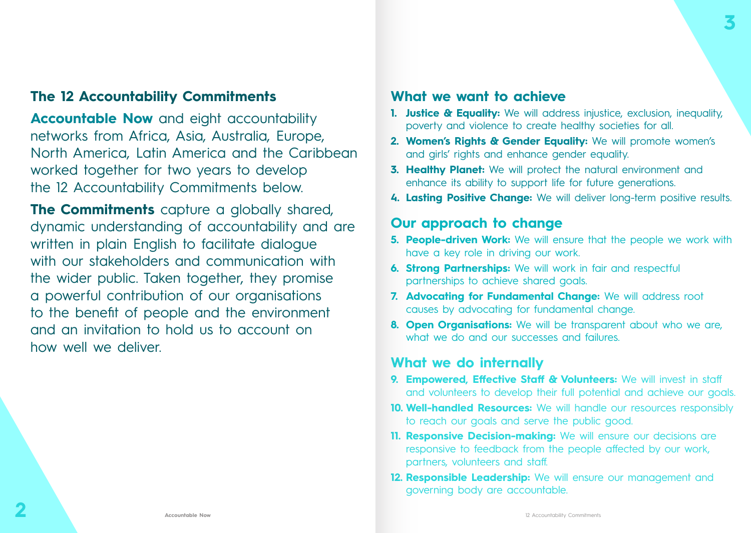## The 12 Accountability Commitments

**Accountable Now** and eight accountability networks from Africa, Asia, Australia, Europe, North America, Latin America and the Caribbean worked together for two years to develop the 12 Accountability Commitments below.

**The Commitments** capture a globally shared, dynamic understanding of accountability and are written in plain English to facilitate dialogue with our stakeholders and communication with the wider public. Taken together, they promise a powerful contribution of our organisations to the benefit of people and the environment and an invitation to hold us to account on how well we deliver.

## What we want to achieve

1. **Justice & Equality:** We will address injustice, exclusion, inequality, poverty and violence to create healthy societies for all.
2. **Women's Rights & Gender Equality:** We will promote women's and girls' rights and enhance gender equality.
3. **Healthy Planet:** We will protect the natural environment and enhance its ability to support life for future generations.
4. **Lasting Positive Change:** We will deliver long-term positive results.

## Our approach to change

5. **People-driven Work:** We will ensure that the people we work with have a key role in driving our work.
6. **Strong Partnerships:** We will work in fair and respectful partnerships to achieve shared goals.
7. **Advocating for Fundamental Change:** We will address root causes by advocating for fundamental change.
8. **Open Organisations:** We will be transparent about who we are, what we do and our successes and failures.

## What we do internally

9. **Empowered, Effective Staff & Volunteers:** We will invest in staff and volunteers to develop their full potential and achieve our goals.
10. **Well-handled Resources:** We will handle our resources responsibly to reach our goals and serve the public good.
11. **Responsive Decision-making:** We will ensure our decisions are responsive to feedback from the people affected by our work, partners, volunteers and staff.
12. **Responsible Leadership:** We will ensure our management and governing body are accountable.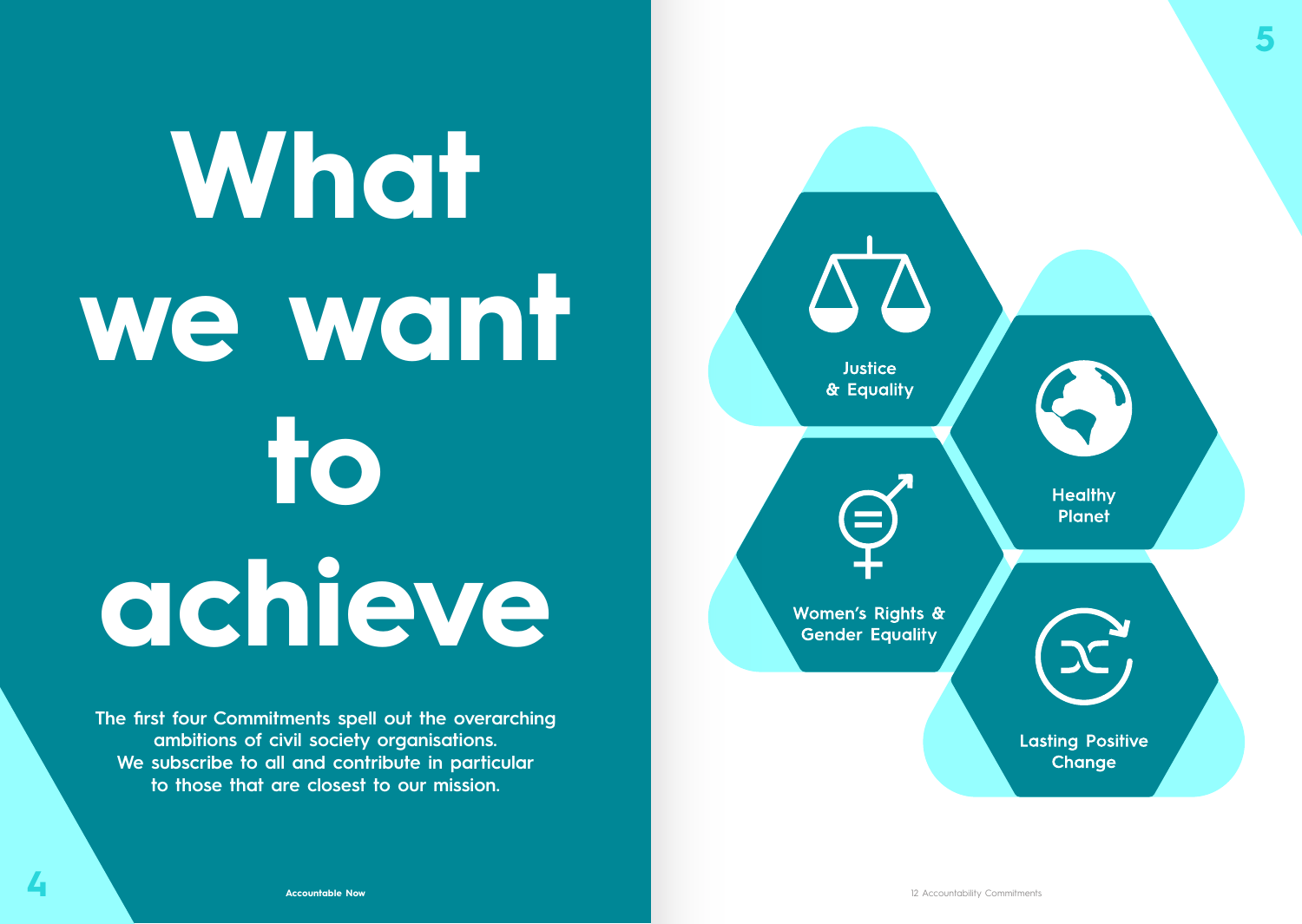# What we want to achieve

The first four Commitments spell out the overarching ambitions of civil society organisations. We subscribe to all and contribute in particular to those that are closest to our mission.

Justice & Equality

Healthy Planet

Women's Rights & Gender Equality

Lasting Positive Change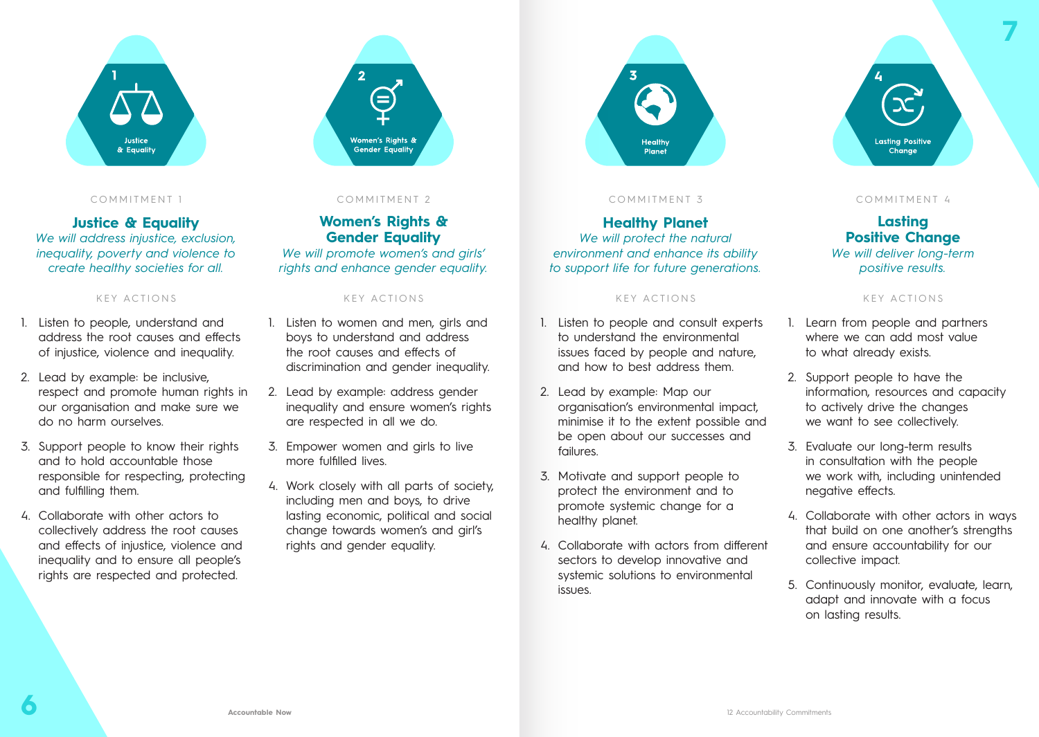COMMITMENT 1

## Justice & Equality

*We will address injustice, exclusion, inequality, poverty and violence to create healthy societies for all.*

KEY ACTIONS

1. Listen to people, understand and address the root causes and effects of injustice, violence and inequality.
2. Lead by example: be inclusive, respect and promote human rights in our organisation and make sure we do no harm ourselves.
3. Support people to know their rights and to hold accountable those responsible for respecting, protecting and fulfilling them.
4. Collaborate with other actors to collectively address the root causes and effects of injustice, violence and inequality and to ensure all people's rights are respected and protected.

COMMITMENT 2

## Women's Rights & Gender Equality

*We will promote women's and girls' rights and enhance gender equality.*

KEY ACTIONS

1. Listen to women and men, girls and boys to understand and address the root causes and effects of discrimination and gender inequality.
2. Lead by example: address gender inequality and ensure women's rights are respected in all we do.
3. Empower women and girls to live more fulfilled lives.
4. Work closely with all parts of society, including men and boys, to drive lasting economic, political and social change towards women's and girl's rights and gender equality.

COMMITMENT 3

## Healthy Planet

*We will protect the natural environment and enhance its ability to support life for future generations.*

KEY ACTIONS

1. Listen to people and consult experts to understand the environmental issues faced by people and nature, and how to best address them.
2. Lead by example: Map our organisation's environmental impact, minimise it to the extent possible and be open about our successes and failures.
3. Motivate and support people to protect the environment and to promote systemic change for a healthy planet.
4. Collaborate with actors from different sectors to develop innovative and systemic solutions to environmental issues.

COMMITMENT 4

## Lasting Positive Change

*We will deliver long-term positive results.*

KEY ACTIONS

1. Learn from people and partners where we can add most value to what already exists.
2. Support people to have the information, resources and capacity to actively drive the changes we want to see collectively.
3. Evaluate our long-term results in consultation with the people we work with, including unintended negative effects.
4. Collaborate with other actors in ways that build on one another's strengths and ensure accountability for our collective impact.
5. Continuously monitor, evaluate, learn, adapt and innovate with a focus on lasting results.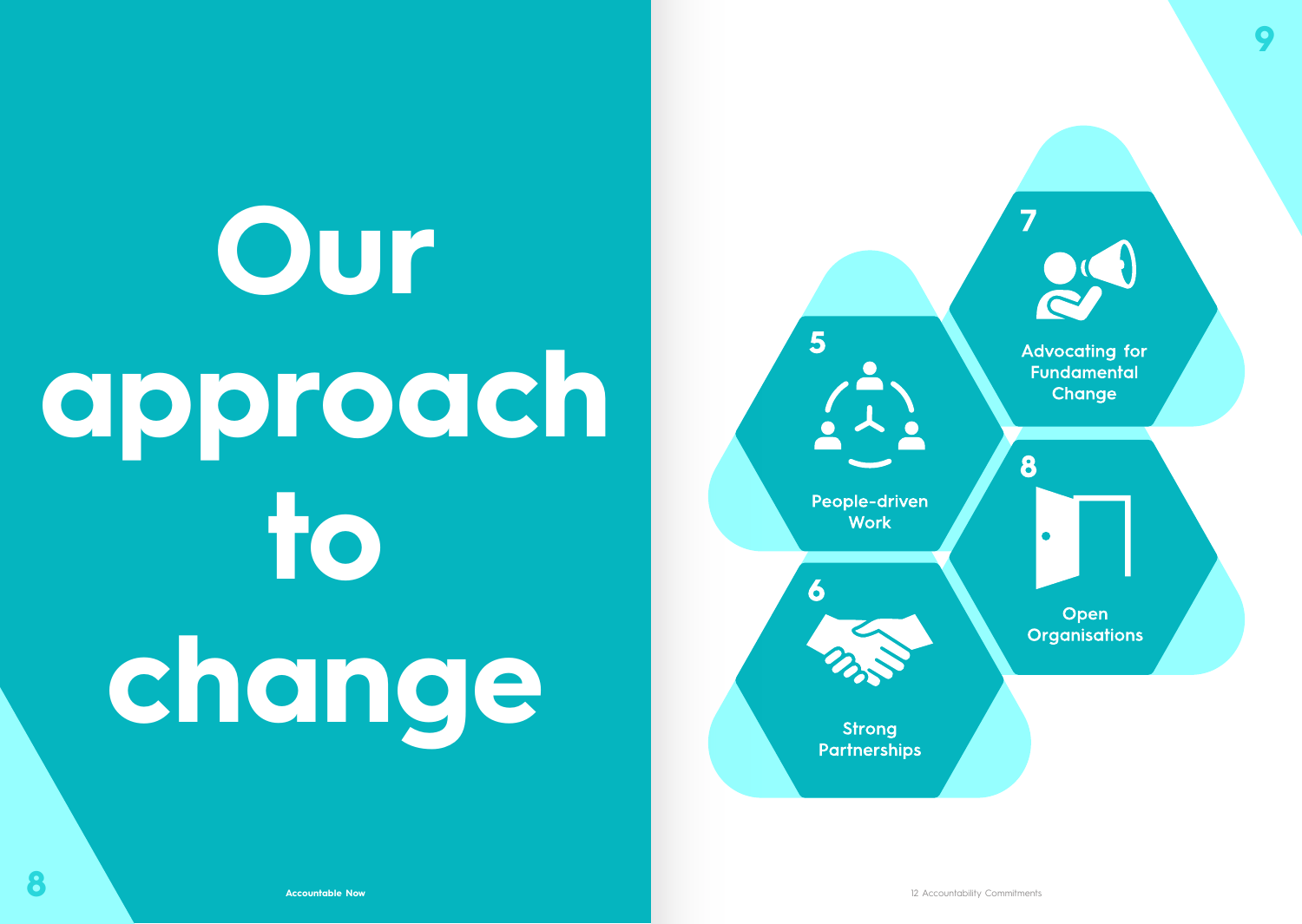# Our approach to change

5
People-driven Work

6
Strong Partnerships

7
Advocating for Fundamental Change

8
Open Organisations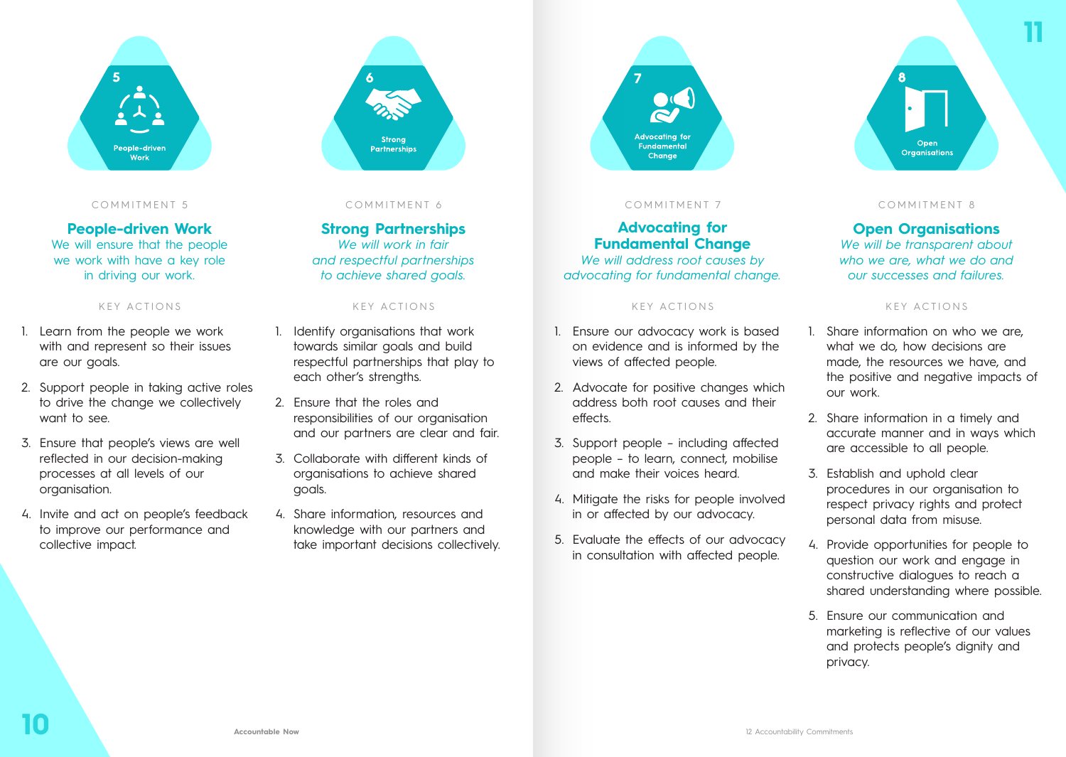COMMITMENT 5

## People-driven Work

*We will ensure that the people we work with have a key role in driving our work.*

KEY ACTIONS

1. Learn from the people we work with and represent so their issues are our goals.
2. Support people in taking active roles to drive the change we collectively want to see.
3. Ensure that people's views are well reflected in our decision-making processes at all levels of our organisation.
4. Invite and act on people's feedback to improve our performance and collective impact.

COMMITMENT 6

## Strong Partnerships

*We will work in fair and respectful partnerships to achieve shared goals.*

KEY ACTIONS

1. Identify organisations that work towards similar goals and build respectful partnerships that play to each other's strengths.
2. Ensure that the roles and responsibilities of our organisation and our partners are clear and fair.
3. Collaborate with different kinds of organisations to achieve shared goals.
4. Share information, resources and knowledge with our partners and take important decisions collectively.

COMMITMENT 7

## Advocating for Fundamental Change

*We will address root causes by advocating for fundamental change.*

KEY ACTIONS

1. Ensure our advocacy work is based on evidence and is informed by the views of affected people.
2. Advocate for positive changes which address both root causes and their effects.
3. Support people – including affected people – to learn, connect, mobilise and make their voices heard.
4. Mitigate the risks for people involved in or affected by our advocacy.
5. Evaluate the effects of our advocacy in consultation with affected people.

COMMITMENT 8

## Open Organisations

*We will be transparent about who we are, what we do and our successes and failures.*

KEY ACTIONS

1. Share information on who we are, what we do, how decisions are made, the resources we have, and the positive and negative impacts of our work.
2. Share information in a timely and accurate manner and in ways which are accessible to all people.
3. Establish and uphold clear procedures in our organisation to respect privacy rights and protect personal data from misuse.
4. Provide opportunities for people to question our work and engage in constructive dialogues to reach a shared understanding where possible.
5. Ensure our communication and marketing is reflective of our values and protects people's dignity and privacy.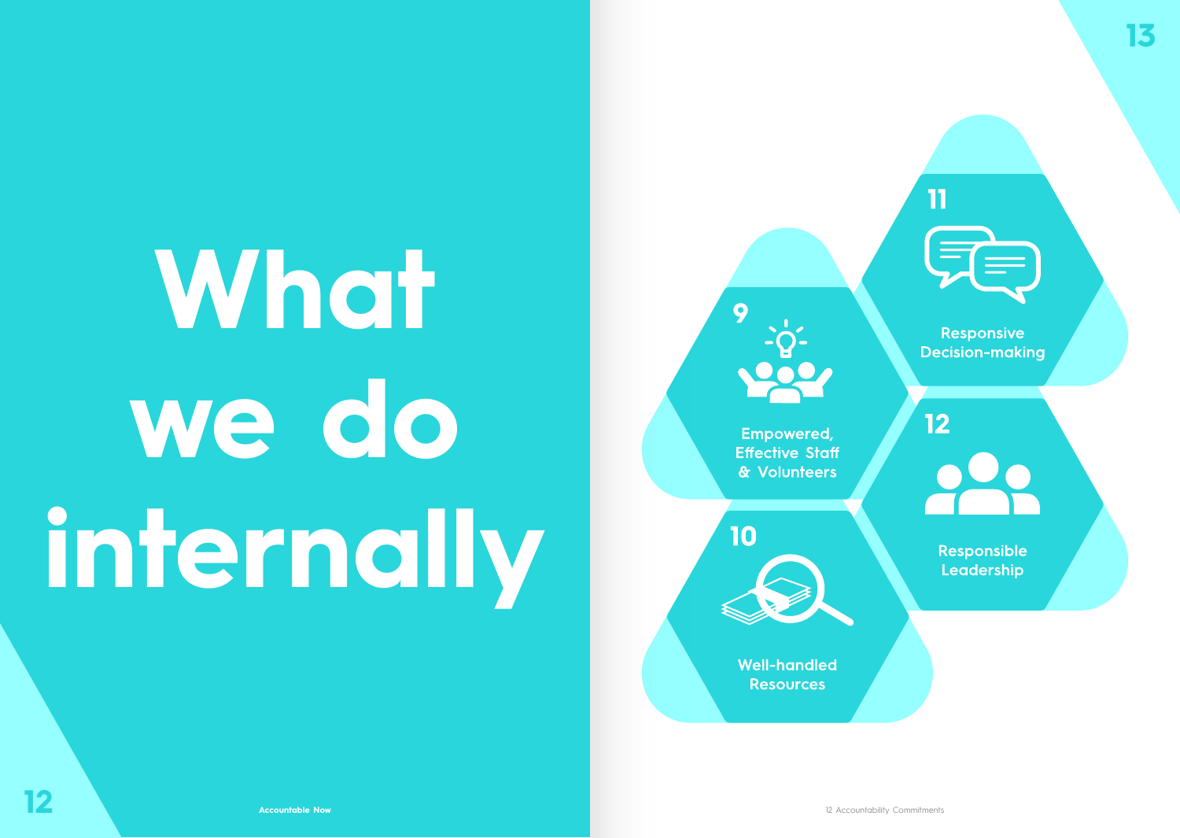# What we do internally

9

Empowered, Effective Staff & Volunteers

10

Well-handled Resources

11

Responsive Decision-making

12

Responsible Leadership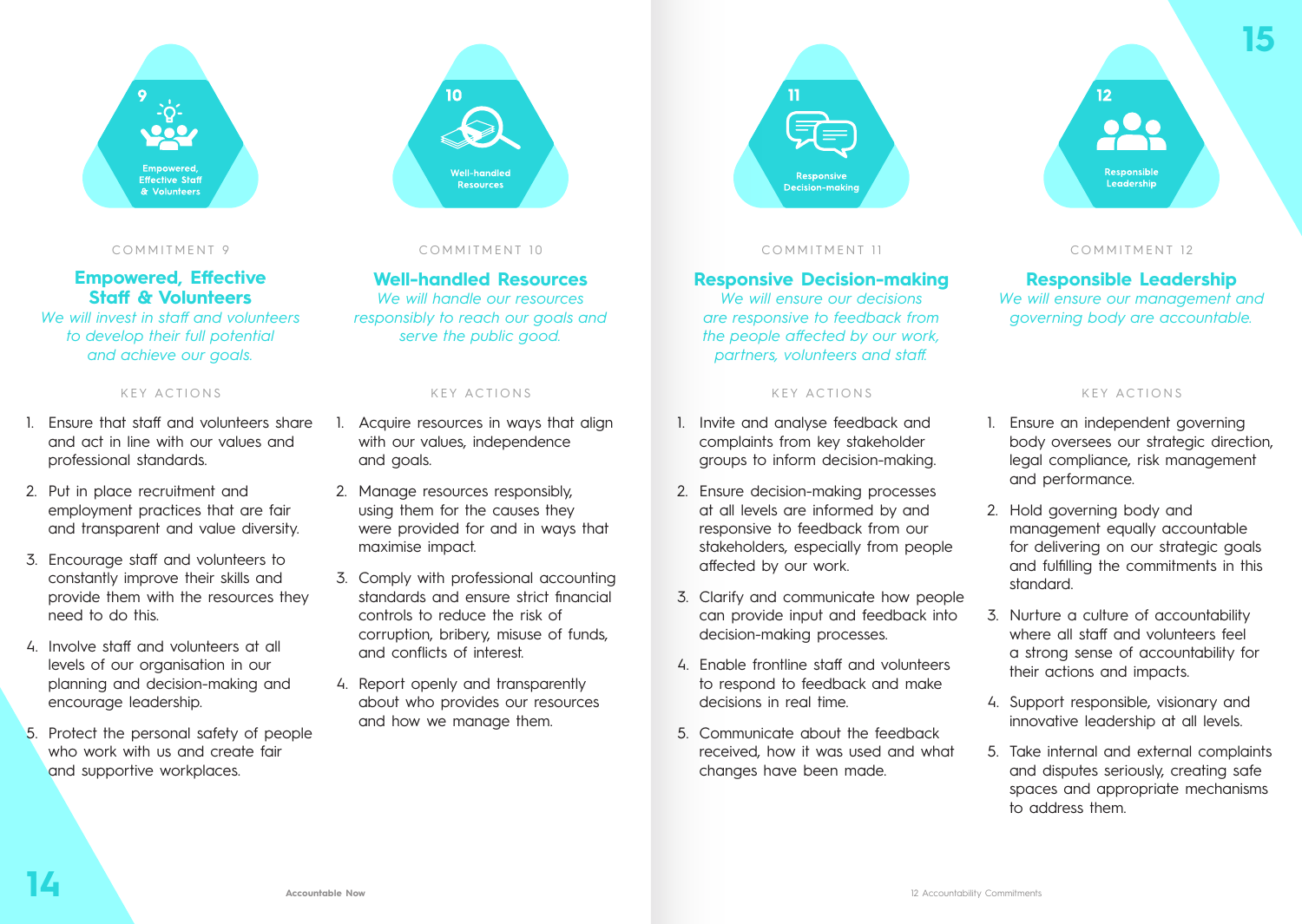COMMITMENT 9

## Empowered, Effective Staff & Volunteers

*We will invest in staff and volunteers to develop their full potential and achieve our goals.*

KEY ACTIONS

1. Ensure that staff and volunteers share and act in line with our values and professional standards.
2. Put in place recruitment and employment practices that are fair and transparent and value diversity.
3. Encourage staff and volunteers to constantly improve their skills and provide them with the resources they need to do this.
4. Involve staff and volunteers at all levels of our organisation in our planning and decision-making and encourage leadership.
5. Protect the personal safety of people who work with us and create fair and supportive workplaces.

COMMITMENT 10

## Well-handled Resources

*We will handle our resources responsibly to reach our goals and serve the public good.*

KEY ACTIONS

1. Acquire resources in ways that align with our values, independence and goals.
2. Manage resources responsibly, using them for the causes they were provided for and in ways that maximise impact.
3. Comply with professional accounting standards and ensure strict financial controls to reduce the risk of corruption, bribery, misuse of funds, and conflicts of interest.
4. Report openly and transparently about who provides our resources and how we manage them.

COMMITMENT 11

## Responsive Decision-making

*We will ensure our decisions are responsive to feedback from the people affected by our work, partners, volunteers and staff.*

KEY ACTIONS

1. Invite and analyse feedback and complaints from key stakeholder groups to inform decision-making.
2. Ensure decision-making processes at all levels are informed by and responsive to feedback from our stakeholders, especially from people affected by our work.
3. Clarify and communicate how people can provide input and feedback into decision-making processes.
4. Enable frontline staff and volunteers to respond to feedback and make decisions in real time.
5. Communicate about the feedback received, how it was used and what changes have been made.

COMMITMENT 12

## Responsible Leadership

*We will ensure our management and governing body are accountable.*

KEY ACTIONS

1. Ensure an independent governing body oversees our strategic direction, legal compliance, risk management and performance.
2. Hold governing body and management equally accountable for delivering on our strategic goals and fulfilling the commitments in this standard.
3. Nurture a culture of accountability where all staff and volunteers feel a strong sense of accountability for their actions and impacts.
4. Support responsible, visionary and innovative leadership at all levels.
5. Take internal and external complaints and disputes seriously, creating safe spaces and appropriate mechanisms to address them.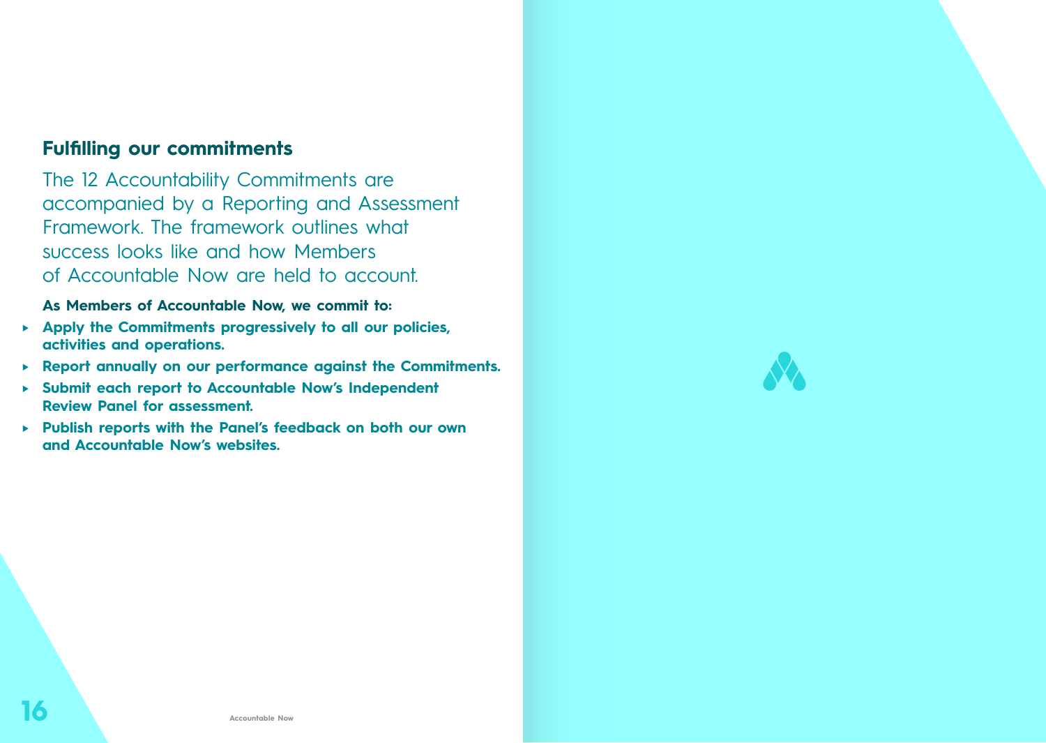## Fulfilling our commitments

The 12 Accountability Commitments are accompanied by a Reporting and Assessment Framework. The framework outlines what success looks like and how Members of Accountable Now are held to account.

**As Members of Accountable Now, we commit to:**

- **Apply the Commitments progressively to all our policies, activities and operations.**
- **Report annually on our performance against the Commitments.**
- **Submit each report to Accountable Now's Independent Review Panel for assessment.**
- **Publish reports with the Panel's feedback on both our own and Accountable Now's websites.**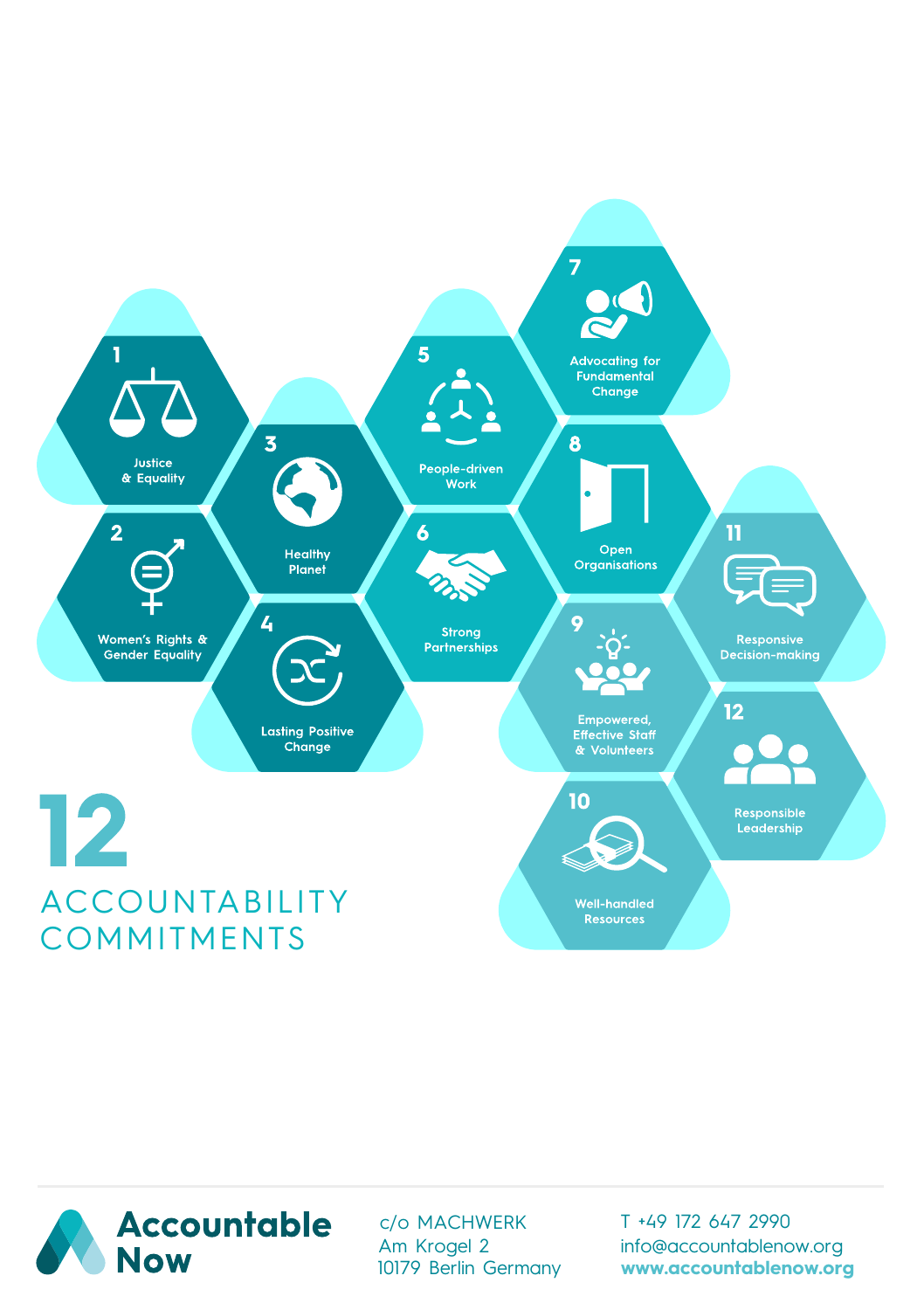1
Justice & Equality

2
Women's Rights & Gender Equality

3
Healthy Planet

4
Lasting Positive Change

5
People-driven Work

6
Strong Partnerships

7
Advocating for Fundamental Change

8
Open Organisations

9
Empowered, Effective Staff & Volunteers

10
Well-handled Resources

11
Responsive Decision-making

12
Responsible Leadership

# 12 ACCOUNTABILITY COMMITMENTS

**Accountable Now**

c/o MACHWERK
Am Krogel 2
10179 Berlin Germany

T +49 172 647 2990
info@accountablenow.org
**www.accountablenow.org**